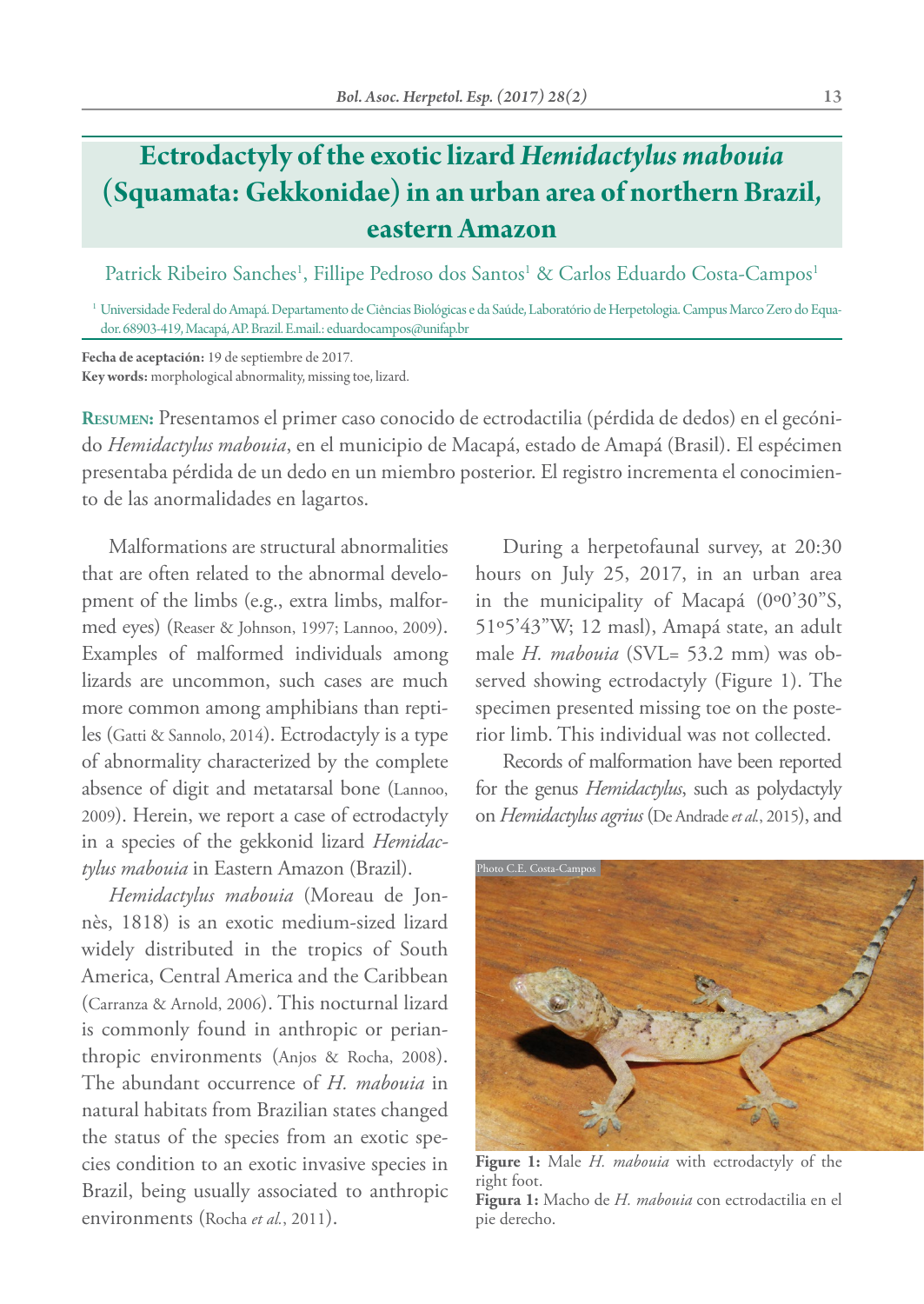# Ectrodactyly of the exotic lizard *Hemidactylus mabouia* (Squamata: Gekkonidae) in an urban area of northern Brazil, eastern Amazon

Patrick Ribeiro Sanches[1], Fillipe Pedroso dos Santos[1] & Carlos Eduardo Costa-Campos[1]

[1] Universidade Federal do Amapá. Departamento de Ciências Biológicas e da Saúde, Laboratório de Herpetologia. Campus Marco Zero do Equador. 68903-419, Macapá, AP. Brazil. E.mail.: eduardocampos@unifap.br

**Fecha de aceptación:** 19 de septiembre de 2017.
**Key words:** morphological abnormality, missing toe, lizard.

**Resumen:** Presentamos el primer caso conocido de ectrodactilia (pérdida de dedos) en el gecónido *Hemidactylus mabouia*, en el municipio de Macapá, estado de Amapá (Brasil). El espécimen presentaba pérdida de un dedo en un miembro posterior. El registro incrementa el conocimiento de las anormalidades en lagartos.

Malformations are structural abnormalities that are often related to the abnormal development of the limbs (e.g., extra limbs, malformed eyes) (Reaser & Johnson, 1997; Lannoo, 2009). Examples of malformed individuals among lizards are uncommon, such cases are much more common among amphibians than reptiles (Gatti & Sannolo, 2014). Ectrodactyly is a type of abnormality characterized by the complete absence of digit and metatarsal bone (Lannoo, 2009). Herein, we report a case of ectrodactyly in a species of the gekkonid lizard *Hemidactylus mabouia* in Eastern Amazon (Brazil).

*Hemidactylus mabouia* (Moreau de Jonnès, 1818) is an exotic medium-sized lizard widely distributed in the tropics of South America, Central America and the Caribbean (Carranza & Arnold, 2006). This nocturnal lizard is commonly found in anthropic or perianthropic environments (Anjos & Rocha, 2008). The abundant occurrence of *H. mabouia* in natural habitats from Brazilian states changed the status of the species from an exotic species condition to an exotic invasive species in Brazil, being usually associated to anthropic environments (Rocha *et al.*, 2011).

During a herpetofaunal survey, at 20:30 hours on July 25, 2017, in an urban area in the municipality of Macapá (0º0'30"S, 51º5'43"W; 12 masl), Amapá state, an adult male *H. mabouia* (SVL= 53.2 mm) was observed showing ectrodactyly (Figure 1). The specimen presented missing toe on the posterior limb. This individual was not collected.

Records of malformation have been reported for the genus *Hemidactylus*, such as polydactyly on *Hemidactylus agrius* (De Andrade *et al.*, 2015), and

Photo C.E. Costa-Campos

**Figure 1:** Male *H. mabouia* with ectrodactyly of the right foot.
**Figura 1:** Macho de *H. mabouia* con ectrodactilia en el pie derecho.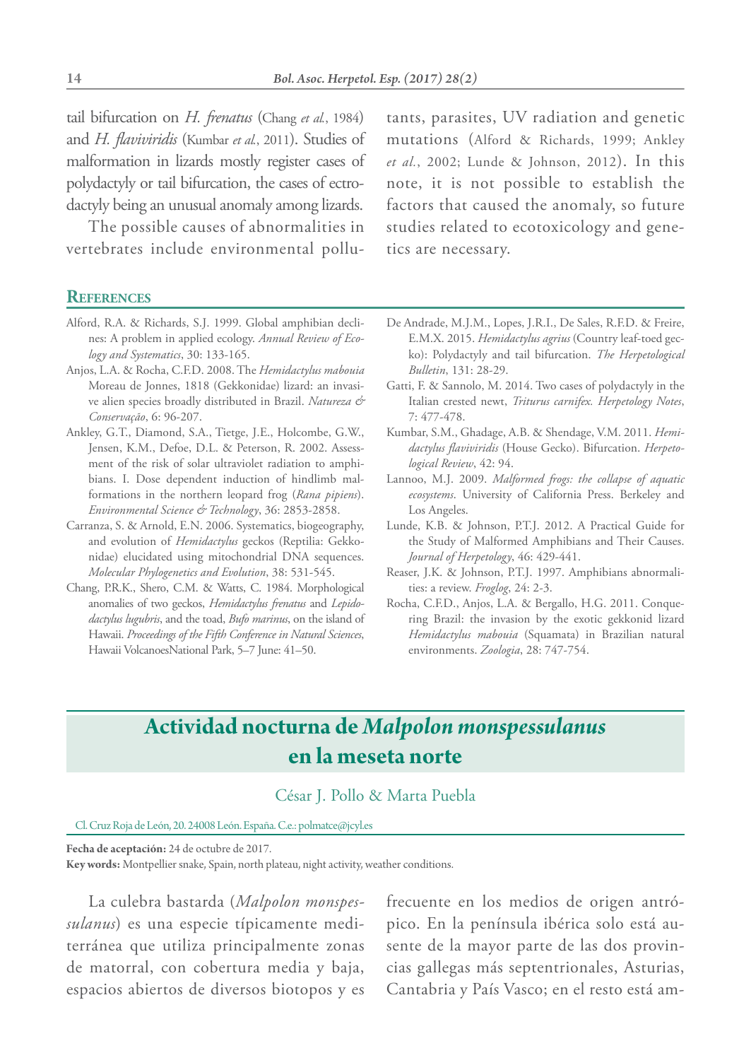tail bifurcation on *H. frenatus* (Chang *et al.*, 1984) and *H. flaviviridis* (Kumbar *et al.*, 2011). Studies of malformation in lizards mostly register cases of polydactyly or tail bifurcation, the cases of ectrodactyly being an unusual anomaly among lizards.

The possible causes of abnormalities in vertebrates include environmental pollutants, parasites, UV radiation and genetic mutations (Alford & Richards, 1999; Ankley *et al.*, 2002; Lunde & Johnson, 2012). In this note, it is not possible to establish the factors that caused the anomaly, so future studies related to ecotoxicology and genetics are necessary.

## References

Alford, R.A. & Richards, S.J. 1999. Global amphibian declines: A problem in applied ecology. *Annual Review of Ecology and Systematics*, 30: 133-165.

Anjos, L.A. & Rocha, C.F.D. 2008. The *Hemidactylus mabouia* Moreau de Jonnes, 1818 (Gekkonidae) lizard: an invasive alien species broadly distributed in Brazil. *Natureza & Conservação*, 6: 96-207.

Ankley, G.T., Diamond, S.A., Tietge, J.E., Holcombe, G.W., Jensen, K.M., Defoe, D.L. & Peterson, R. 2002. Assessment of the risk of solar ultraviolet radiation to amphibians. I. Dose dependent induction of hindlimb malformations in the northern leopard frog (*Rana pipiens*). *Environmental Science & Technology*, 36: 2853-2858.

Carranza, S. & Arnold, E.N. 2006. Systematics, biogeography, and evolution of *Hemidactylus* geckos (Reptilia: Gekkonidae) elucidated using mitochondrial DNA sequences. *Molecular Phylogenetics and Evolution*, 38: 531-545.

Chang, P.R.K., Shero, C.M. & Watts, C. 1984. Morphological anomalies of two geckos, *Hemidactylus frenatus* and *Lepidodactylus lugubris*, and the toad, *Bufo marinus*, on the island of Hawaii. *Proceedings of the Fifth Conference in Natural Sciences*, Hawaii VolcanoesNational Park, 5–7 June: 41–50.

De Andrade, M.J.M., Lopes, J.R.I., De Sales, R.F.D. & Freire, E.M.X. 2015. *Hemidactylus agrius* (Country leaf-toed gecko): Polydactyly and tail bifurcation. *The Herpetological Bulletin*, 131: 28-29.

Gatti, F. & Sannolo, M. 2014. Two cases of polydactyly in the Italian crested newt, *Triturus carnifex. Herpetology Notes*, 7: 477-478.

Kumbar, S.M., Ghadage, A.B. & Shendage, V.M. 2011. *Hemidactylus flaviviridis* (House Gecko). Bifurcation. *Herpetological Review*, 42: 94.

Lannoo, M.J. 2009. *Malformed frogs: the collapse of aquatic ecosystems*. University of California Press. Berkeley and Los Angeles.

Lunde, K.B. & Johnson, P.T.J. 2012. A Practical Guide for the Study of Malformed Amphibians and Their Causes. *Journal of Herpetology*, 46: 429-441.

Reaser, J.K. & Johnson, P.T.J. 1997. Amphibians abnormalities: a review. *Froglog*, 24: 2-3.

Rocha, C.F.D., Anjos, L.A. & Bergallo, H.G. 2011. Conquering Brazil: the invasion by the exotic gekkonid lizard *Hemidactylus mabouia* (Squamata) in Brazilian natural environments. *Zoologia*, 28: 747-754.

# Actividad nocturna de *Malpolon monspessulanus* en la meseta norte

César J. Pollo & Marta Puebla

Cl. Cruz Roja de León, 20. 24008 León. España. C.e.: polmatce@jcyl.es

**Fecha de aceptación:** 24 de octubre de 2017.

**Key words:** Montpellier snake, Spain, north plateau, night activity, weather conditions.

La culebra bastarda (*Malpolon monspessulanus*) es una especie típicamente mediterránea que utiliza principalmente zonas de matorral, con cobertura media y baja, espacios abiertos de diversos biotopos y es frecuente en los medios de origen antrópico. En la península ibérica solo está ausente de la mayor parte de las dos provincias gallegas más septentrionales, Asturias, Cantabria y País Vasco; en el resto está am-